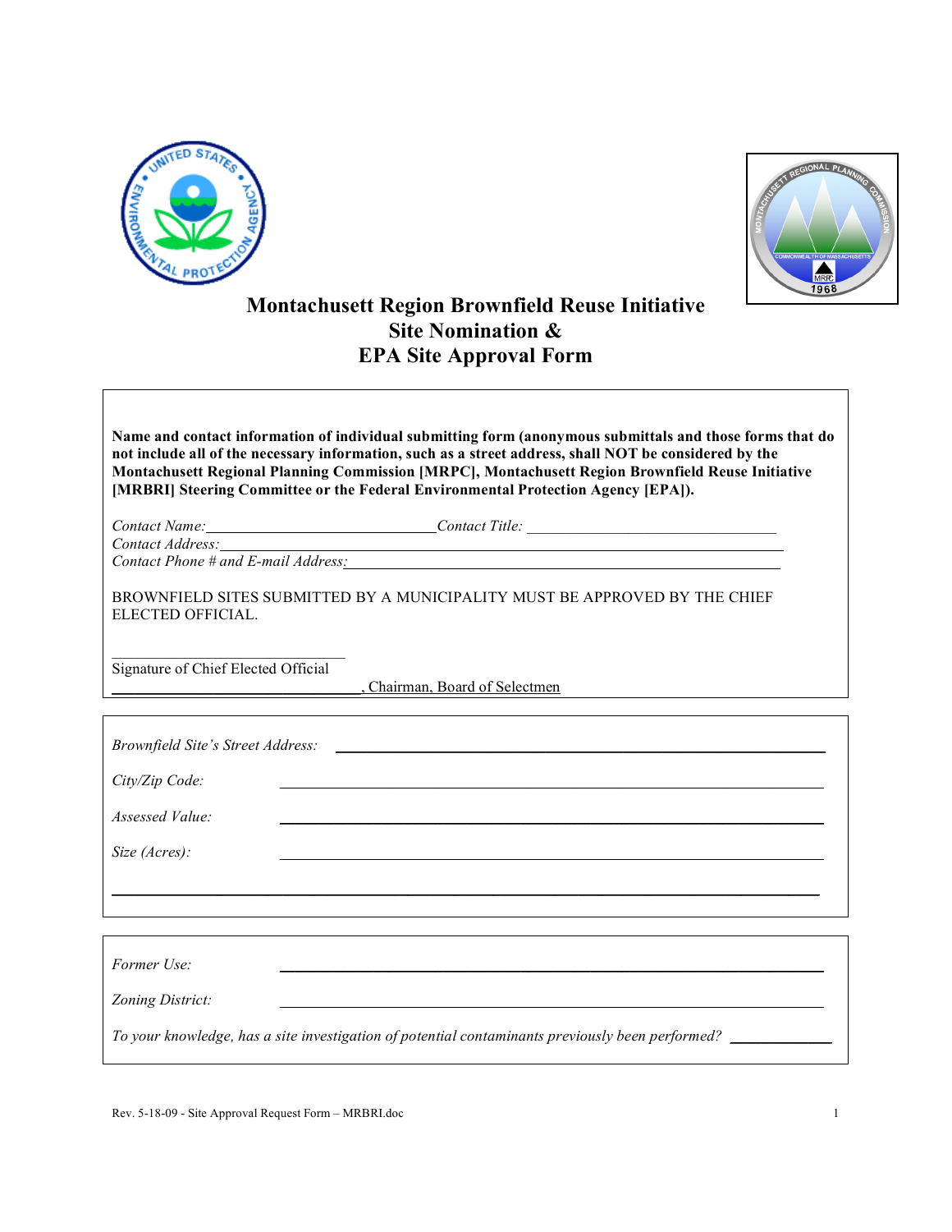# Montachusett Region Brownfield Reuse Initiative
# Site Nomination &
# EPA Site Approval Form

**Name and contact information of individual submitting form (anonymous submittals and those forms that do not include all of the necessary information, such as a street address, shall NOT be considered by the Montachusett Regional Planning Commission [MRPC], Montachusett Region Brownfield Reuse Initiative [MRBRI] Steering Committee or the Federal Environmental Protection Agency [EPA]).**

*Contact Name:*\_\_\_\_\_\_\_\_\_\_\_\_\_\_\_\_\_\_\_\_\_\_\_\_\_\_\_\_\_\_ *Contact Title:* \_\_\_\_\_\_\_\_\_\_\_\_\_\_\_\_\_\_\_\_\_\_\_\_\_\_\_\_\_\_\_\_\_\_

*Contact Address:*\_\_\_\_\_\_\_\_\_\_\_\_\_\_\_\_\_\_\_\_\_\_\_\_\_\_\_\_\_\_\_\_\_\_\_\_\_\_\_\_\_\_\_\_\_\_\_\_\_\_\_\_\_\_\_\_\_\_\_\_\_\_\_\_\_\_\_\_\_\_\_\_

*Contact Phone # and E-mail Address:*\_\_\_\_\_\_\_\_\_\_\_\_\_\_\_\_\_\_\_\_\_\_\_\_\_\_\_\_\_\_\_\_\_\_\_\_\_\_\_\_\_\_\_\_\_\_\_\_\_\_\_\_\_\_\_\_

BROWNFIELD SITES SUBMITTED BY A MUNICIPALITY MUST BE APPROVED BY THE CHIEF ELECTED OFFICIAL.

\_\_\_\_\_\_\_\_\_\_\_\_\_\_\_\_\_\_\_\_\_\_\_\_\_\_\_\_\_\_\_\_\_

Signature of Chief Elected Official

\_\_\_\_\_\_\_\_\_\_\_\_\_\_\_\_\_\_\_\_\_\_\_\_\_\_\_\_\_\_\_\_\_\_, Chairman, Board of Selectmen

*Brownfield Site's Street Address:* \_\_\_\_\_\_\_\_\_\_\_\_\_\_\_\_\_\_\_\_\_\_\_\_\_\_\_\_\_\_\_\_\_\_\_\_\_\_\_\_\_\_\_\_\_\_\_\_\_\_\_\_\_\_\_\_\_\_\_\_\_

*City/Zip Code:* \_\_\_\_\_\_\_\_\_\_\_\_\_\_\_\_\_\_\_\_\_\_\_\_\_\_\_\_\_\_\_\_\_\_\_\_\_\_\_\_\_\_\_\_\_\_\_\_\_\_\_\_\_\_\_\_\_\_\_\_\_\_\_\_\_\_\_\_\_\_\_\_

*Assessed Value:* \_\_\_\_\_\_\_\_\_\_\_\_\_\_\_\_\_\_\_\_\_\_\_\_\_\_\_\_\_\_\_\_\_\_\_\_\_\_\_\_\_\_\_\_\_\_\_\_\_\_\_\_\_\_\_\_\_\_\_\_\_\_\_\_\_\_\_\_\_\_\_\_

*Size (Acres):* \_\_\_\_\_\_\_\_\_\_\_\_\_\_\_\_\_\_\_\_\_\_\_\_\_\_\_\_\_\_\_\_\_\_\_\_\_\_\_\_\_\_\_\_\_\_\_\_\_\_\_\_\_\_\_\_\_\_\_\_\_\_\_\_\_\_\_\_\_\_\_\_

\_\_\_\_\_\_\_\_\_\_\_\_\_\_\_\_\_\_\_\_\_\_\_\_\_\_\_\_\_\_\_\_\_\_\_\_\_\_\_\_\_\_\_\_\_\_\_\_\_\_\_\_\_\_\_\_\_\_\_\_\_\_\_\_\_\_\_\_\_\_\_\_\_\_\_\_\_\_\_\_\_\_\_\_\_\_\_\_

*Former Use:* \_\_\_\_\_\_\_\_\_\_\_\_\_\_\_\_\_\_\_\_\_\_\_\_\_\_\_\_\_\_\_\_\_\_\_\_\_\_\_\_\_\_\_\_\_\_\_\_\_\_\_\_\_\_\_\_\_\_\_\_\_\_\_\_\_\_\_\_\_\_\_\_

*Zoning District:* \_\_\_\_\_\_\_\_\_\_\_\_\_\_\_\_\_\_\_\_\_\_\_\_\_\_\_\_\_\_\_\_\_\_\_\_\_\_\_\_\_\_\_\_\_\_\_\_\_\_\_\_\_\_\_\_\_\_\_\_\_\_\_\_\_\_\_\_\_\_\_\_

*To your knowledge, has a site investigation of potential contaminants previously been performed?* \_\_\_\_\_\_\_\_\_\_\_\_\_

Rev. 5-18-09 - Site Approval Request Form – MRBRI.doc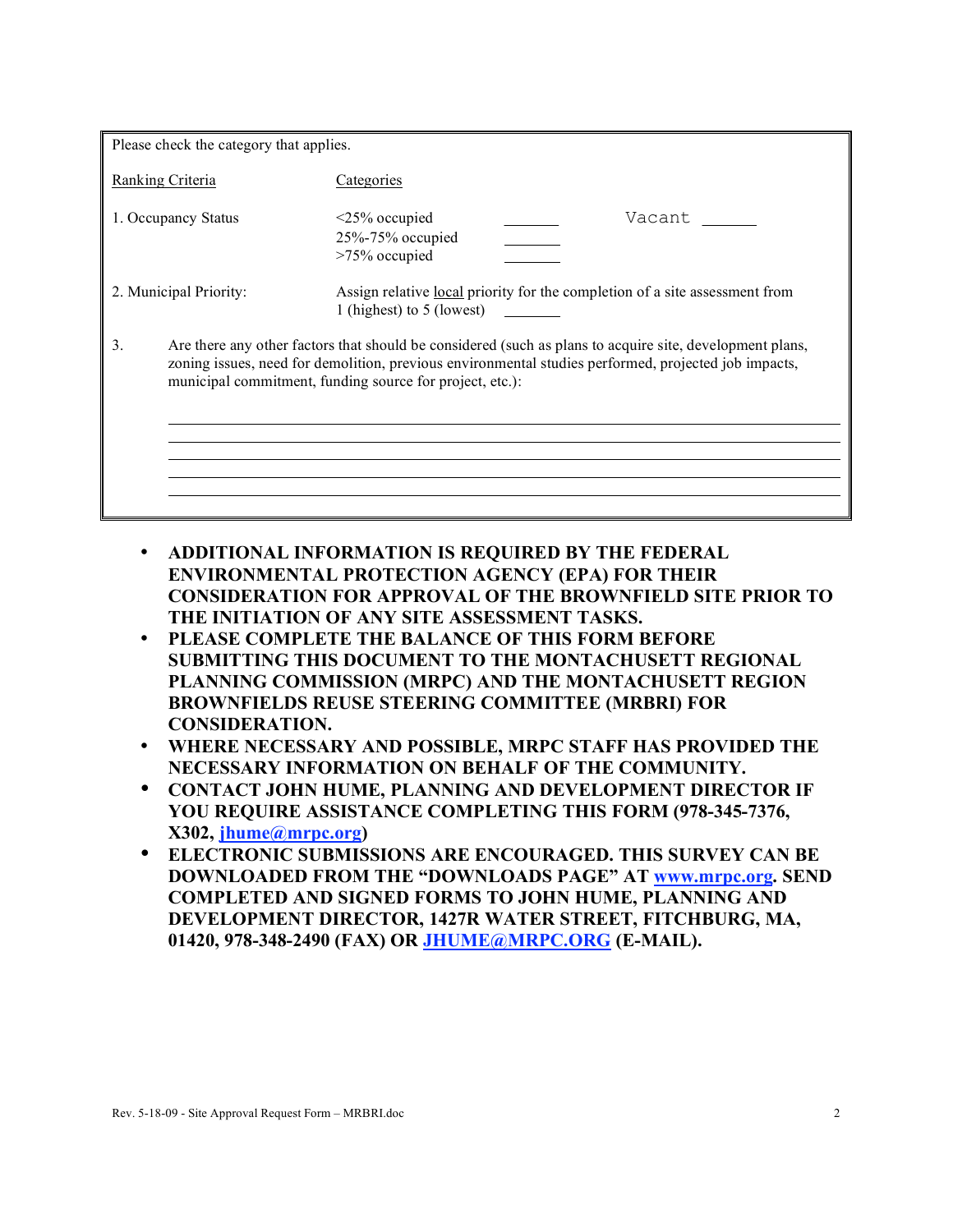Please check the category that applies.

| Ranking Criteria | Categories | | |
|---|---|---|---|
| 1. Occupancy Status | <25% occupied ______ | Vacant ______ |
| | 25%-75% occupied ______ | |
| | >75% occupied ______ | |
| 2. Municipal Priority: | Assign relative local priority for the completion of a site assessment from 1 (highest) to 5 (lowest) ______ | |

3. Are there any other factors that should be considered (such as plans to acquire site, development plans, zoning issues, need for demolition, previous environmental studies performed, projected job impacts, municipal commitment, funding source for project, etc.):

______________________________________________________________________________

______________________________________________________________________________

______________________________________________________________________________

______________________________________________________________________________

______________________________________________________________________________

- **ADDITIONAL INFORMATION IS REQUIRED BY THE FEDERAL ENVIRONMENTAL PROTECTION AGENCY (EPA) FOR THEIR CONSIDERATION FOR APPROVAL OF THE BROWNFIELD SITE PRIOR TO THE INITIATION OF ANY SITE ASSESSMENT TASKS.**
- **PLEASE COMPLETE THE BALANCE OF THIS FORM BEFORE SUBMITTING THIS DOCUMENT TO THE MONTACHUSETT REGIONAL PLANNING COMMISSION (MRPC) AND THE MONTACHUSETT REGION BROWNFIELDS REUSE STEERING COMMITTEE (MRBRI) FOR CONSIDERATION.**
- **WHERE NECESSARY AND POSSIBLE, MRPC STAFF HAS PROVIDED THE NECESSARY INFORMATION ON BEHALF OF THE COMMUNITY.**
- **CONTACT JOHN HUME, PLANNING AND DEVELOPMENT DIRECTOR IF YOU REQUIRE ASSISTANCE COMPLETING THIS FORM (978-345-7376, X302, jhume@mrpc.org)**
- **ELECTRONIC SUBMISSIONS ARE ENCOURAGED. THIS SURVEY CAN BE DOWNLOADED FROM THE "DOWNLOADS PAGE" AT www.mrpc.org. SEND COMPLETED AND SIGNED FORMS TO JOHN HUME, PLANNING AND DEVELOPMENT DIRECTOR, 1427R WATER STREET, FITCHBURG, MA, 01420, 978-348-2490 (FAX) OR JHUME@MRPC.ORG (E-MAIL).**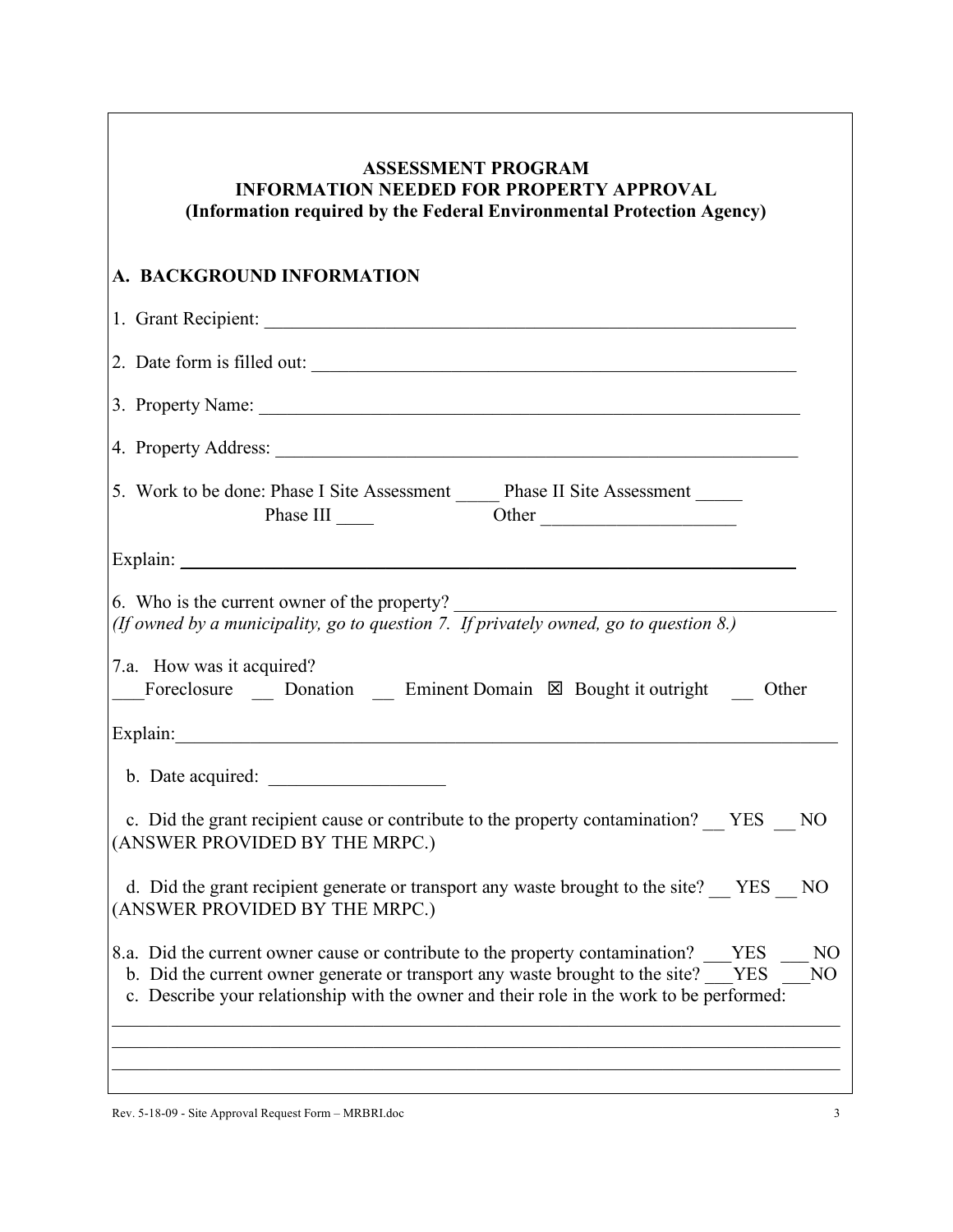**ASSESSMENT PROGRAM**
**INFORMATION NEEDED FOR PROPERTY APPROVAL**
**(Information required by the Federal Environmental Protection Agency)**

## A. BACKGROUND INFORMATION

1. Grant Recipient: ___________________________________________________________

2. Date form is filled out: _____________________________________________________

3. Property Name: _____________________________________________________________

4. Property Address: ___________________________________________________________

5. Work to be done: Phase I Site Assessment _____ Phase II Site Assessment _____
Phase III ____ Other _____________________

Explain: ___________________________________________________________________

6. Who is the current owner of the property? ________________________________________
*(If owned by a municipality, go to question 7. If privately owned, go to question 8.)*

7.a. How was it acquired?
___Foreclosure __ Donation __ Eminent Domain ☒ Bought it outright __ Other

Explain:____________________________________________________________________

b. Date acquired: ___________________

c. Did the grant recipient cause or contribute to the property contamination? __ YES __ NO (ANSWER PROVIDED BY THE MRPC.)

d. Did the grant recipient generate or transport any waste brought to the site? __ YES __ NO (ANSWER PROVIDED BY THE MRPC.)

8.a. Did the current owner cause or contribute to the property contamination? ___YES ___ NO
b. Did the current owner generate or transport any waste brought to the site? ___YES ___NO
c. Describe your relationship with the owner and their role in the work to be performed:

______________________________________________________________________________
______________________________________________________________________________
______________________________________________________________________________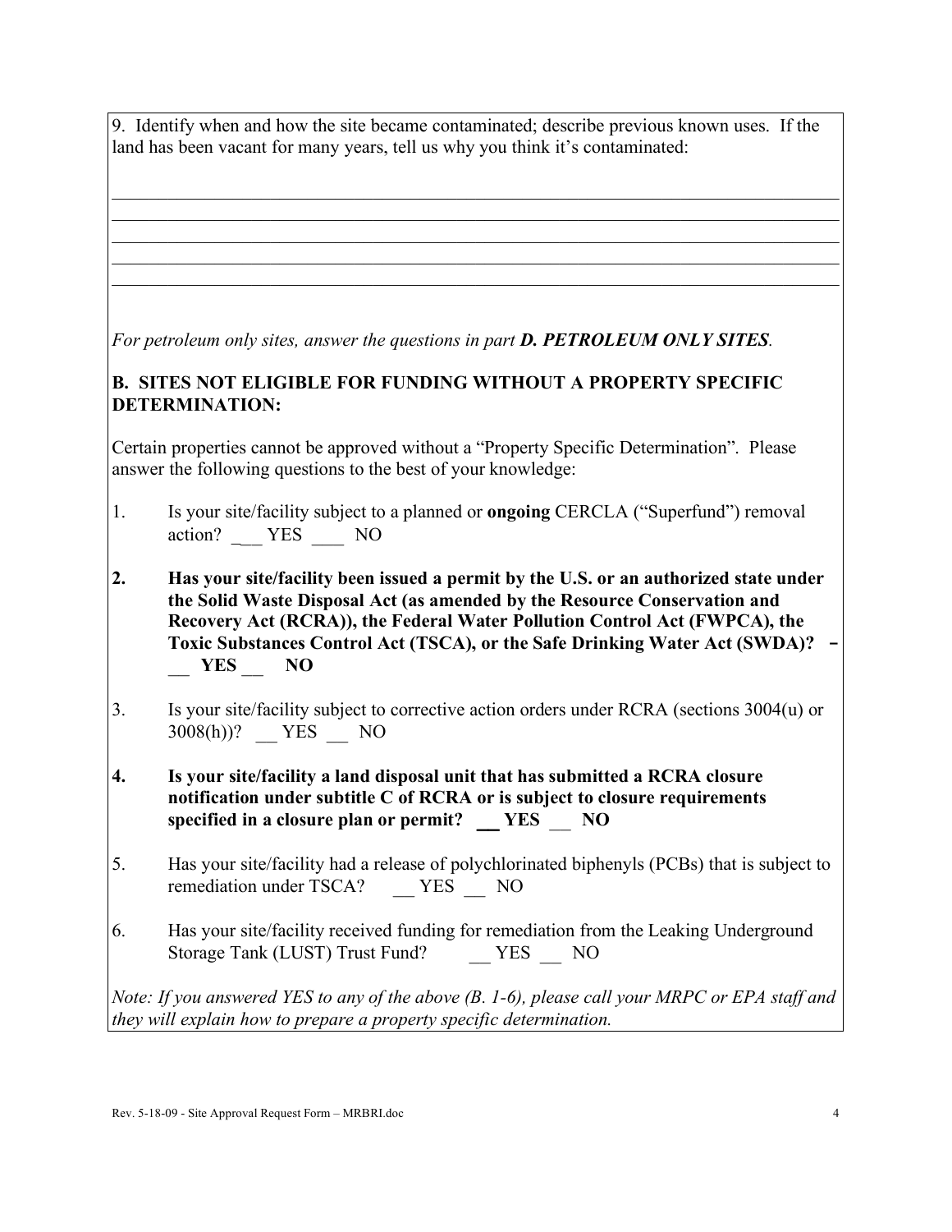9. Identify when and how the site became contaminated; describe previous known uses. If the land has been vacant for many years, tell us why you think it's contaminated:

_______________________________________________________________________________
_______________________________________________________________________________
_______________________________________________________________________________
_______________________________________________________________________________
_______________________________________________________________________________

*For petroleum only sites, answer the questions in part **D. PETROLEUM ONLY SITES**.*

**B. SITES NOT ELIGIBLE FOR FUNDING WITHOUT A PROPERTY SPECIFIC DETERMINATION:**

Certain properties cannot be approved without a "Property Specific Determination". Please answer the following questions to the best of your knowledge:

1. Is your site/facility subject to a planned or **ongoing** CERCLA ("Superfund") removal action? ___ YES ____ NO

2. **Has your site/facility been issued a permit by the U.S. or an authorized state under the Solid Waste Disposal Act (as amended by the Resource Conservation and Recovery Act (RCRA)), the Federal Water Pollution Control Act (FWPCA), the Toxic Substances Control Act (TSCA), or the Safe Drinking Water Act (SWDA)? __ YES __ NO**

3. Is your site/facility subject to corrective action orders under RCRA (sections 3004(u) or 3008(h))? __ YES __ NO

4. **Is your site/facility a land disposal unit that has submitted a RCRA closure notification under subtitle C of RCRA or is subject to closure requirements specified in a closure plan or permit? __ YES __ NO**

5. Has your site/facility had a release of polychlorinated biphenyls (PCBs) that is subject to remediation under TSCA? __ YES __ NO

6. Has your site/facility received funding for remediation from the Leaking Underground Storage Tank (LUST) Trust Fund? __ YES __ NO

*Note: If you answered YES to any of the above (B. 1-6), please call your MRPC or EPA staff and they will explain how to prepare a property specific determination.*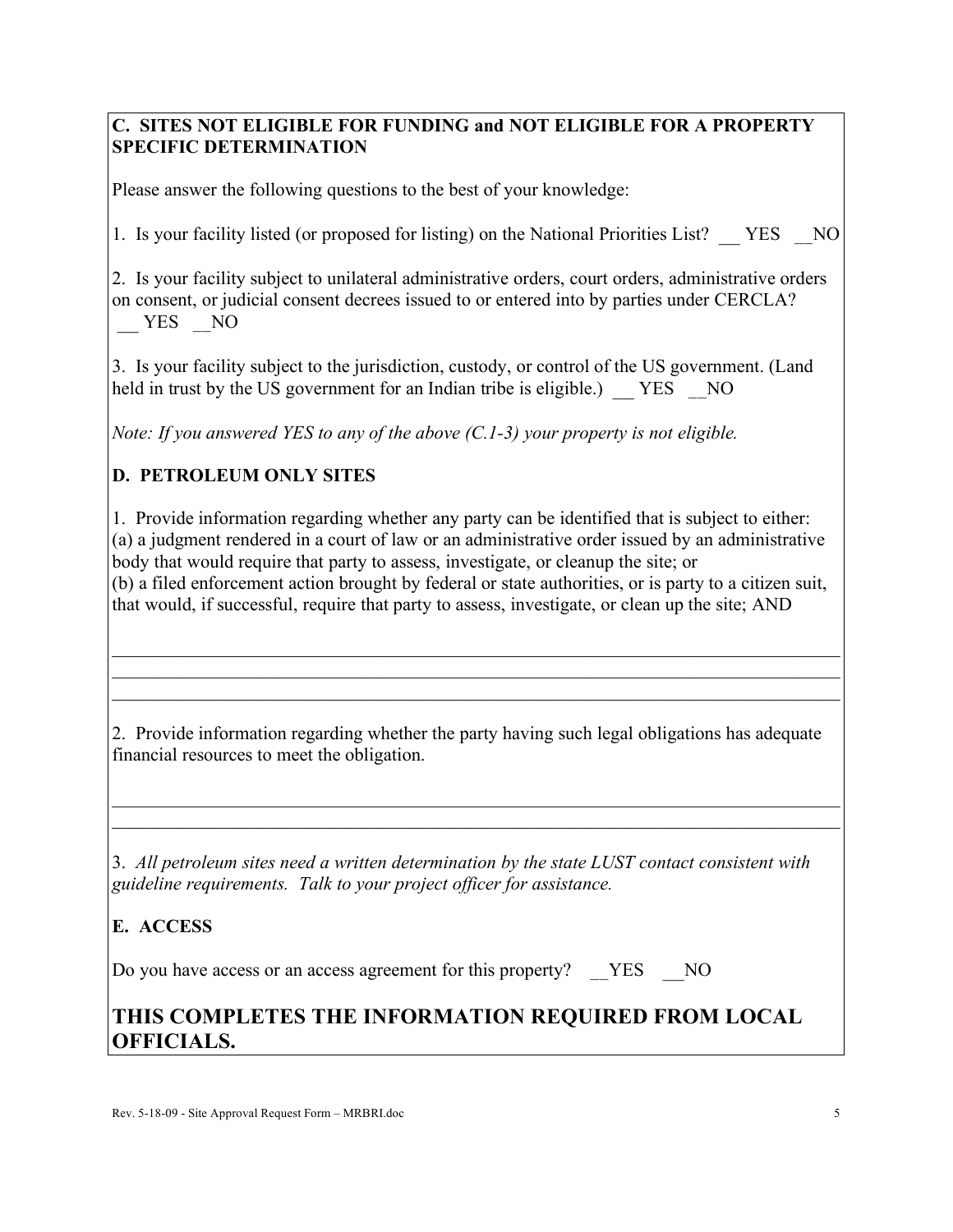## C. SITES NOT ELIGIBLE FOR FUNDING and NOT ELIGIBLE FOR A PROPERTY SPECIFIC DETERMINATION

Please answer the following questions to the best of your knowledge:

1. Is your facility listed (or proposed for listing) on the National Priorities List? __ YES __NO

2. Is your facility subject to unilateral administrative orders, court orders, administrative orders on consent, or judicial consent decrees issued to or entered into by parties under CERCLA? __ YES __NO

3. Is your facility subject to the jurisdiction, custody, or control of the US government. (Land held in trust by the US government for an Indian tribe is eligible.) __ YES __NO

*Note: If you answered YES to any of the above (C.1-3) your property is not eligible.*

## D. PETROLEUM ONLY SITES

1. Provide information regarding whether any party can be identified that is subject to either:
(a) a judgment rendered in a court of law or an administrative order issued by an administrative body that would require that party to assess, investigate, or cleanup the site; or
(b) a filed enforcement action brought by federal or state authorities, or is party to a citizen suit, that would, if successful, require that party to assess, investigate, or clean up the site; AND

______________________________________________________________________________
______________________________________________________________________________
______________________________________________________________________________

2. Provide information regarding whether the party having such legal obligations has adequate financial resources to meet the obligation.

______________________________________________________________________________
______________________________________________________________________________

3. *All petroleum sites need a written determination by the state LUST contact consistent with guideline requirements. Talk to your project officer for assistance.*

## E. ACCESS

Do you have access or an access agreement for this property? __YES __NO

# THIS COMPLETES THE INFORMATION REQUIRED FROM LOCAL OFFICIALS.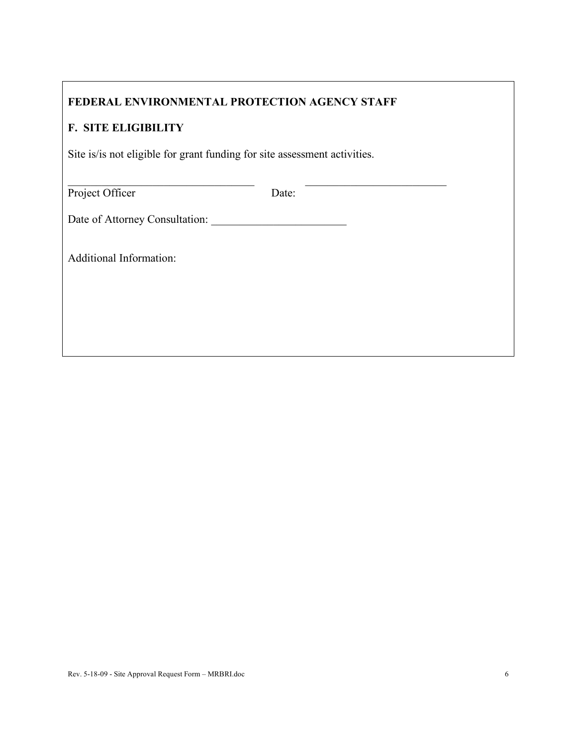**FEDERAL ENVIRONMENTAL PROTECTION AGENCY STAFF**

**F. SITE ELIGIBILITY**

Site is/is not eligible for grant funding for site assessment activities.

\_\_\_\_\_\_\_\_\_\_\_\_\_\_\_\_\_\_\_\_\_\_\_\_\_\_\_\_\_\_\_\_\_\_\_\_ &nbsp;&nbsp;&nbsp;&nbsp;&nbsp;&nbsp;&nbsp;&nbsp;&nbsp;&nbsp; \_\_\_\_\_\_\_\_\_\_\_\_\_\_\_\_\_\_\_\_\_\_\_\_\_\_\_\_
Project Officer &nbsp;&nbsp;&nbsp;&nbsp;&nbsp;&nbsp;&nbsp;&nbsp;&nbsp;&nbsp;&nbsp;&nbsp;&nbsp;&nbsp;&nbsp;&nbsp;&nbsp;&nbsp;&nbsp;&nbsp;&nbsp;&nbsp;&nbsp;&nbsp;&nbsp;&nbsp;&nbsp;&nbsp;&nbsp;&nbsp;&nbsp;&nbsp;&nbsp;&nbsp;&nbsp;&nbsp;&nbsp;&nbsp;&nbsp;&nbsp; Date:

Date of Attorney Consultation: \_\_\_\_\_\_\_\_\_\_\_\_\_\_\_\_\_\_\_\_\_\_\_\_\_\_

Additional Information: